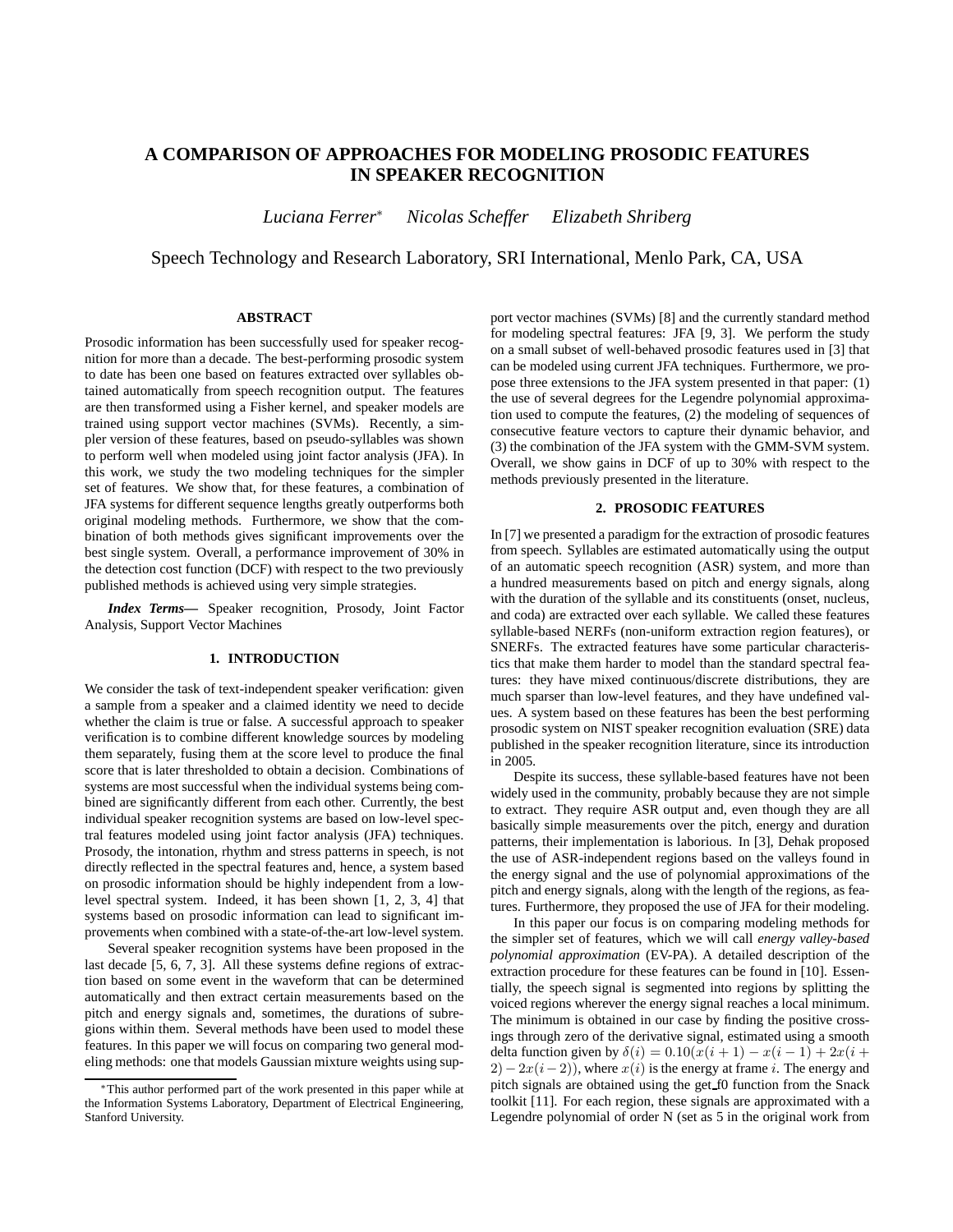# A COMPARISON OF APPROACHES FOR MODELING PROSODIC FEATURES IN SPEAKER RECOGNITION

*Luciana Ferrer*\* *Nicolas Scheffer* *Elizabeth Shriberg*

Speech Technology and Research Laboratory, SRI International, Menlo Park, CA, USA

## ABSTRACT

Prosodic information has been successfully used for speaker recognition for more than a decade. The best-performing prosodic system to date has been one based on features extracted over syllables obtained automatically from speech recognition output. The features are then transformed using a Fisher kernel, and speaker models are trained using support vector machines (SVMs). Recently, a simpler version of these features, based on pseudo-syllables was shown to perform well when modeled using joint factor analysis (JFA). In this work, we study the two modeling techniques for the simpler set of features. We show that, for these features, a combination of JFA systems for different sequence lengths greatly outperforms both original modeling methods. Furthermore, we show that the combination of both methods gives significant improvements over the best single system. Overall, a performance improvement of 30% in the detection cost function (DCF) with respect to the two previously published methods is achieved using very simple strategies.

***Index Terms*—** Speaker recognition, Prosody, Joint Factor Analysis, Support Vector Machines

## 1. INTRODUCTION

We consider the task of text-independent speaker verification: given a sample from a speaker and a claimed identity we need to decide whether the claim is true or false. A successful approach to speaker verification is to combine different knowledge sources by modeling them separately, fusing them at the score level to produce the final score that is later thresholded to obtain a decision. Combinations of systems are most successful when the individual systems being combined are significantly different from each other. Currently, the best individual speaker recognition systems are based on low-level spectral features modeled using joint factor analysis (JFA) techniques. Prosody, the intonation, rhythm and stress patterns in speech, is not directly reflected in the spectral features and, hence, a system based on prosodic information should be highly independent from a low-level spectral system. Indeed, it has been shown [1, 2, 3, 4] that systems based on prosodic information can lead to significant improvements when combined with a state-of-the-art low-level system.

Several speaker recognition systems have been proposed in the last decade [5, 6, 7, 3]. All these systems define regions of extraction based on some event in the waveform that can be determined automatically and then extract certain measurements based on the pitch and energy signals and, sometimes, the durations of subregions within them. Several methods have been used to model these features. In this paper we will focus on comparing two general modeling methods: one that models Gaussian mixture weights using support vector machines (SVMs) [8] and the currently standard method for modeling spectral features: JFA [9, 3]. We perform the study on a small subset of well-behaved prosodic features used in [3] that can be modeled using current JFA techniques. Furthermore, we propose three extensions to the JFA system presented in that paper: (1) the use of several degrees for the Legendre polynomial approximation used to compute the features, (2) the modeling of sequences of consecutive feature vectors to capture their dynamic behavior, and (3) the combination of the JFA system with the GMM-SVM system. Overall, we show gains in DCF of up to 30% with respect to the methods previously presented in the literature.

\*This author performed part of the work presented in this paper while at the Information Systems Laboratory, Department of Electrical Engineering, Stanford University.

## 2. PROSODIC FEATURES

In [7] we presented a paradigm for the extraction of prosodic features from speech. Syllables are estimated automatically using the output of an automatic speech recognition (ASR) system, and more than a hundred measurements based on pitch and energy signals, along with the duration of the syllable and its constituents (onset, nucleus, and coda) are extracted over each syllable. We called these features syllable-based NERFs (non-uniform extraction region features), or SNERFs. The extracted features have some particular characteristics that make them harder to model than the standard spectral features: they have mixed continuous/discrete distributions, they are much sparser than low-level features, and they have undefined values. A system based on these features has been the best performing prosodic system on NIST speaker recognition evaluation (SRE) data published in the speaker recognition literature, since its introduction in 2005.

Despite its success, these syllable-based features have not been widely used in the community, probably because they are not simple to extract. They require ASR output and, even though they are all basically simple measurements over the pitch, energy and duration patterns, their implementation is laborious. In [3], Dehak proposed the use of ASR-independent regions based on the valleys found in the energy signal and the use of polynomial approximations of the pitch and energy signals, along with the length of the regions, as features. Furthermore, they proposed the use of JFA for their modeling.

In this paper our focus is on comparing modeling methods for the simpler set of features, which we will call *energy valley-based polynomial approximation* (EV-PA). A detailed description of the extraction procedure for these features can be found in [10]. Essentially, the speech signal is segmented into regions by splitting the voiced regions wherever the energy signal reaches a local minimum. The minimum is obtained in our case by finding the positive crossings through zero of the derivative signal, estimated using a smooth delta function given by $\delta(i) = 0.10(x(i+1) - x(i-1) + 2x(i+2) - 2x(i-2))$, where $x(i)$ is the energy at frame $i$. The energy and pitch signals are obtained using the get_f0 function from the Snack toolkit [11]. For each region, these signals are approximated with a Legendre polynomial of order N (set as 5 in the original work from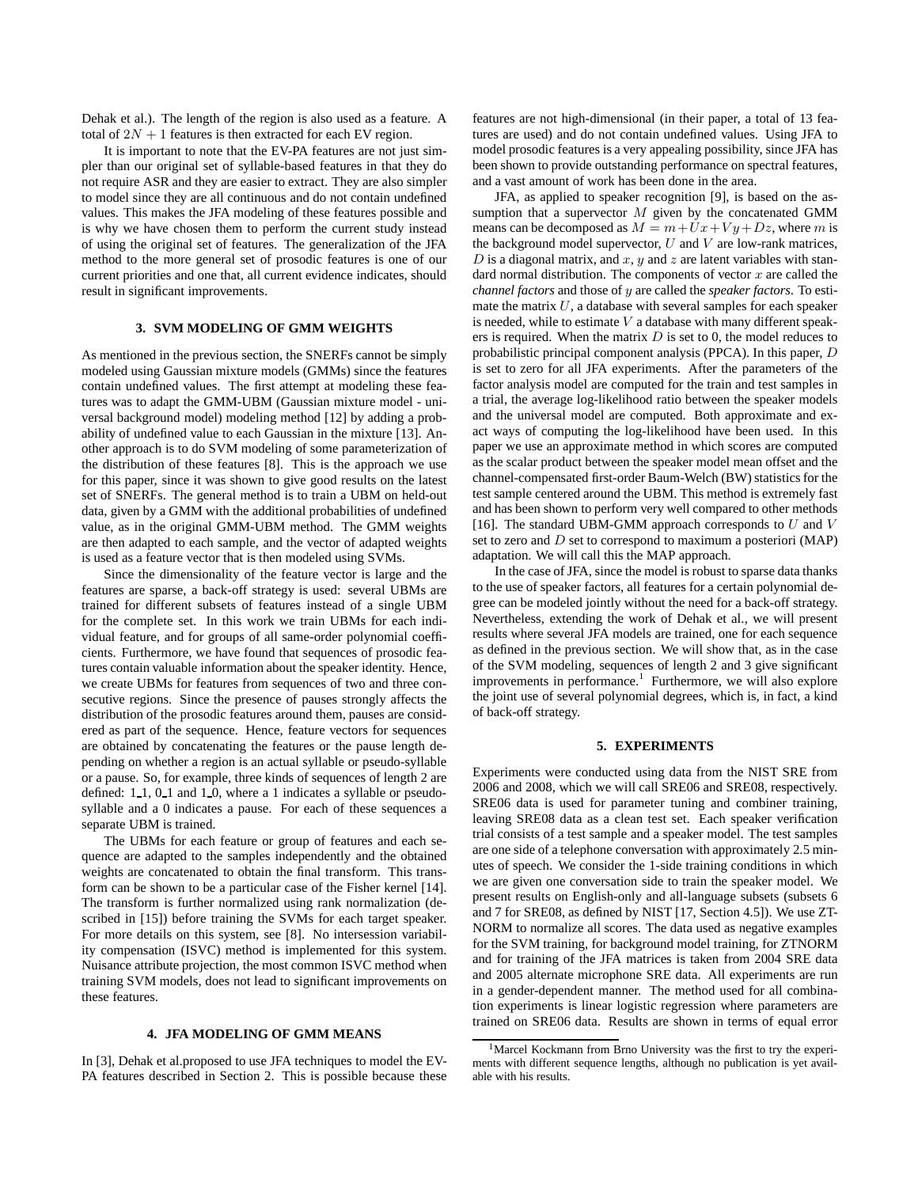Dehak et al.). The length of the region is also used as a feature. A total of $2N + 1$ features is then extracted for each EV region.

It is important to note that the EV-PA features are not just simpler than our original set of syllable-based features in that they do not require ASR and they are easier to extract. They are also simpler to model since they are all continuous and do not contain undefined values. This makes the JFA modeling of these features possible and is why we have chosen them to perform the current study instead of using the original set of features. The generalization of the JFA method to the more general set of prosodic features is one of our current priorities and one that, all current evidence indicates, should result in significant improvements.

### 3. SVM MODELING OF GMM WEIGHTS

As mentioned in the previous section, the SNERFs cannot be simply modeled using Gaussian mixture models (GMMs) since the features contain undefined values. The first attempt at modeling these features was to adapt the GMM-UBM (Gaussian mixture model - universal background model) modeling method [12] by adding a probability of undefined value to each Gaussian in the mixture [13]. Another approach is to do SVM modeling of some parameterization of the distribution of these features [8]. This is the approach we use for this paper, since it was shown to give good results on the latest set of SNERFs. The general method is to train a UBM on held-out data, given by a GMM with the additional probabilities of undefined value, as in the original GMM-UBM method. The GMM weights are then adapted to each sample, and the vector of adapted weights is used as a feature vector that is then modeled using SVMs.

Since the dimensionality of the feature vector is large and the features are sparse, a back-off strategy is used: several UBMs are trained for different subsets of features instead of a single UBM for the complete set. In this work we train UBMs for each individual feature, and for groups of all same-order polynomial coefficients. Furthermore, we have found that sequences of prosodic features contain valuable information about the speaker identity. Hence, we create UBMs for features from sequences of two and three consecutive regions. Since the presence of pauses strongly affects the distribution of the prosodic features around them, pauses are considered as part of the sequence. Hence, feature vectors for sequences are obtained by concatenating the features or the pause length depending on whether a region is an actual syllable or pseudo-syllable or a pause. So, for example, three kinds of sequences of length 2 are defined: 1_1, 0_1 and 1_0, where a 1 indicates a syllable or pseudo-syllable and a 0 indicates a pause. For each of these sequences a separate UBM is trained.

The UBMs for each feature or group of features and each sequence are adapted to the samples independently and the obtained weights are concatenated to obtain the final transform. This transform can be shown to be a particular case of the Fisher kernel [14]. The transform is further normalized using rank normalization (described in [15]) before training the SVMs for each target speaker. For more details on this system, see [8]. No intersession variability compensation (ISVC) method is implemented for this system. Nuisance attribute projection, the most common ISVC method when training SVM models, does not lead to significant improvements on these features.

### 4. JFA MODELING OF GMM MEANS

In [3], Dehak et al.proposed to use JFA techniques to model the EV-PA features described in Section 2. This is possible because these features are not high-dimensional (in their paper, a total of 13 features are used) and do not contain undefined values. Using JFA to model prosodic features is a very appealing possibility, since JFA has been shown to provide outstanding performance on spectral features, and a vast amount of work has been done in the area.

JFA, as applied to speaker recognition [9], is based on the assumption that a supervector $M$ given by the concatenated GMM means can be decomposed as $M = m + Ux + Vy + Dz$, where $m$ is the background model supervector, $U$ and $V$ are low-rank matrices, $D$ is a diagonal matrix, and $x$, $y$ and $z$ are latent variables with standard normal distribution. The components of vector $x$ are called the *channel factors* and those of $y$ are called the *speaker factors*. To estimate the matrix $U$, a database with several samples for each speaker is needed, while to estimate $V$ a database with many different speakers is required. When the matrix $D$ is set to 0, the model reduces to probabilistic principal component analysis (PPCA). In this paper, $D$ is set to zero for all JFA experiments. After the parameters of the factor analysis model are computed for the train and test samples in a trial, the average log-likelihood ratio between the speaker models and the universal model are computed. Both approximate and exact ways of computing the log-likelihood have been used. In this paper we use an approximate method in which scores are computed as the scalar product between the speaker model mean offset and the channel-compensated first-order Baum-Welch (BW) statistics for the test sample centered around the UBM. This method is extremely fast and has been shown to perform very well compared to other methods [16]. The standard UBM-GMM approach corresponds to $U$ and $V$ set to zero and $D$ set to correspond to maximum a posteriori (MAP) adaptation. We will call this the MAP approach.

In the case of JFA, since the model is robust to sparse data thanks to the use of speaker factors, all features for a certain polynomial degree can be modeled jointly without the need for a back-off strategy. Nevertheless, extending the work of Dehak et al., we will present results where several JFA models are trained, one for each sequence as defined in the previous section. We will show that, as in the case of the SVM modeling, sequences of length 2 and 3 give significant improvements in performance.[1] Furthermore, we will also explore the joint use of several polynomial degrees, which is, in fact, a kind of back-off strategy.

### 5. EXPERIMENTS

Experiments were conducted using data from the NIST SRE from 2006 and 2008, which we will call SRE06 and SRE08, respectively. SRE06 data is used for parameter tuning and combiner training, leaving SRE08 data as a clean test set. Each speaker verification trial consists of a test sample and a speaker model. The test samples are one side of a telephone conversation with approximately 2.5 minutes of speech. We consider the 1-side training conditions in which we are given one conversation side to train the speaker model. We present results on English-only and all-language subsets (subsets 6 and 7 for SRE08, as defined by NIST [17, Section 4.5]). We use ZT-NORM to normalize all scores. The data used as negative examples for the SVM training, for background model training, for ZTNORM and for training of the JFA matrices is taken from 2004 SRE data and 2005 alternate microphone SRE data. All experiments are run in a gender-dependent manner. The method used for all combination experiments is linear logistic regression where parameters are trained on SRE06 data. Results are shown in terms of equal error

[1] Marcel Kockmann from Brno University was the first to try the experiments with different sequence lengths, although no publication is yet available with his results.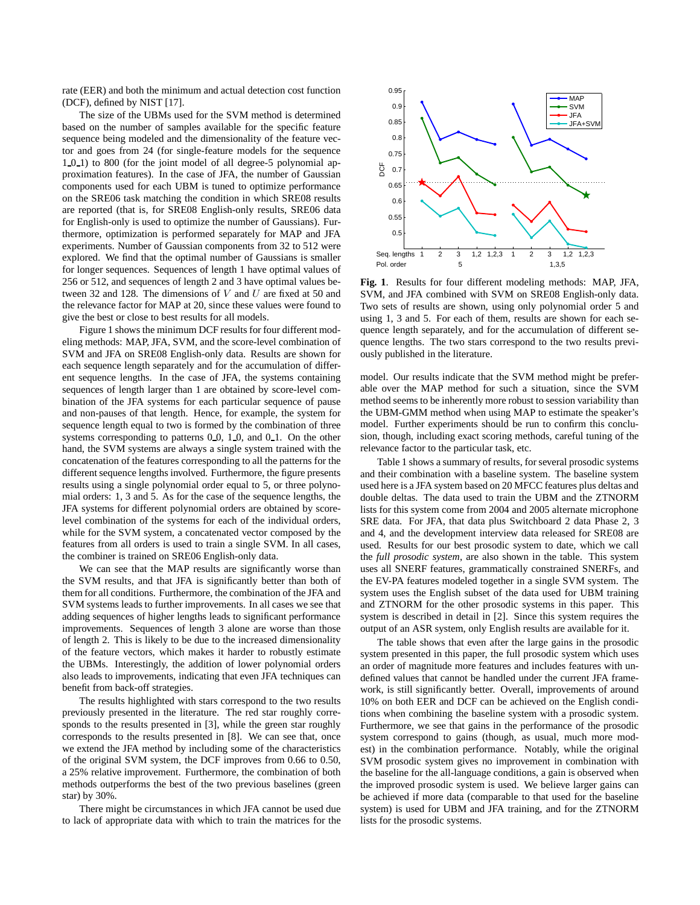rate (EER) and both the minimum and actual detection cost function (DCF), defined by NIST [17].

The size of the UBMs used for the SVM method is determined based on the number of samples available for the specific feature sequence being modeled and the dimensionality of the feature vector and goes from 24 (for single-feature models for the sequence 1_0_1) to 800 (for the joint model of all degree-5 polynomial approximation features). In the case of JFA, the number of Gaussian components used for each UBM is tuned to optimize performance on the SRE06 task matching the condition in which SRE08 results are reported (that is, for SRE08 English-only results, SRE06 data for English-only is used to optimize the number of Gaussians). Furthermore, optimization is performed separately for MAP and JFA experiments. Number of Gaussian components from 32 to 512 were explored. We find that the optimal number of Gaussians is smaller for longer sequences. Sequences of length 1 have optimal values of 256 or 512, and sequences of length 2 and 3 have optimal values between 32 and 128. The dimensions of $V$ and $U$ are fixed at 50 and the relevance factor for MAP at 20, since these values were found to give the best or close to best results for all models.

Figure 1 shows the minimum DCF results for four different modeling methods: MAP, JFA, SVM, and the score-level combination of SVM and JFA on SRE08 English-only data. Results are shown for each sequence length separately and for the accumulation of different sequence lengths. In the case of JFA, the systems containing sequences of length larger than 1 are obtained by score-level combination of the JFA systems for each particular sequence of pause and non-pauses of that length. Hence, for example, the system for sequence length equal to two is formed by the combination of three systems corresponding to patterns 0_0, 1_0, and 0_1. On the other hand, the SVM systems are always a single system trained with the concatenation of the features corresponding to all the patterns for the different sequence lengths involved. Furthermore, the figure presents results using a single polynomial order equal to 5, or three polynomial orders: 1, 3 and 5. As for the case of the sequence lengths, the JFA systems for different polynomial orders are obtained by score-level combination of the systems for each of the individual orders, while for the SVM system, a concatenated vector composed by the features from all orders is used to train a single SVM. In all cases, the combiner is trained on SRE06 English-only data.

We can see that the MAP results are significantly worse than the SVM results, and that JFA is significantly better than both of them for all conditions. Furthermore, the combination of the JFA and SVM systems leads to further improvements. In all cases we see that adding sequences of higher lengths leads to significant performance improvements. Sequences of length 3 alone are worse than those of length 2. This is likely to be due to the increased dimensionality of the feature vectors, which makes it harder to robustly estimate the UBMs. Interestingly, the addition of lower polynomial orders also leads to improvements, indicating that even JFA techniques can benefit from back-off strategies.

The results highlighted with stars correspond to the two results previously presented in the literature. The red star roughly corresponds to the results presented in [3], while the green star roughly corresponds to the results presented in [8]. We can see that, once we extend the JFA method by including some of the characteristics of the original SVM system, the DCF improves from 0.66 to 0.50, a 25% relative improvement. Furthermore, the combination of both methods outperforms the best of the two previous baselines (green star) by 30%.

There might be circumstances in which JFA cannot be used due to lack of appropriate data with which to train the matrices for the model. Our results indicate that the SVM method might be preferable over the MAP method for such a situation, since the SVM method seems to be inherently more robust to session variability than the UBM-GMM method when using MAP to estimate the speaker's model. Further experiments should be run to confirm this conclusion, though, including exact scoring methods, careful tuning of the relevance factor to the particular task, etc.

**Fig. 1**. Results for four different modeling methods: MAP, JFA, SVM, and JFA combined with SVM on SRE08 English-only data. Two sets of results are shown, using only polynomial order 5 and using 1, 3 and 5. For each of them, results are shown for each sequence length separately, and for the accumulation of different sequence lengths. The two stars correspond to the two results previously published in the literature.

Table 1 shows a summary of results, for several prosodic systems and their combination with a baseline system. The baseline system used here is a JFA system based on 20 MFCC features plus deltas and double deltas. The data used to train the UBM and the ZTNORM lists for this system come from 2004 and 2005 alternate microphone SRE data. For JFA, that data plus Switchboard 2 data Phase 2, 3 and 4, and the development interview data released for SRE08 are used. Results for our best prosodic system to date, which we call the *full prosodic system*, are also shown in the table. This system uses all SNERF features, grammatically constrained SNERFs, and the EV-PA features modeled together in a single SVM system. The system uses the English subset of the data used for UBM training and ZTNORM for the other prosodic systems in this paper. This system is described in detail in [2]. Since this system requires the output of an ASR system, only English results are available for it.

The table shows that even after the large gains in the prosodic system presented in this paper, the full prosodic system which uses an order of magnitude more features and includes features with undefined values that cannot be handled under the current JFA framework, is still significantly better. Overall, improvements of around 10% on both EER and DCF can be achieved on the English conditions when combining the baseline system with a prosodic system. Furthermore, we see that gains in the performance of the prosodic system correspond to gains (though, as usual, much more modest) in the combination performance. Notably, while the original SVM prosodic system gives no improvement in combination with the baseline for the all-language conditions, a gain is observed when the improved prosodic system is used. We believe larger gains can be achieved if more data (comparable to that used for the baseline system) is used for UBM and JFA training, and for the ZTNORM lists for the prosodic systems.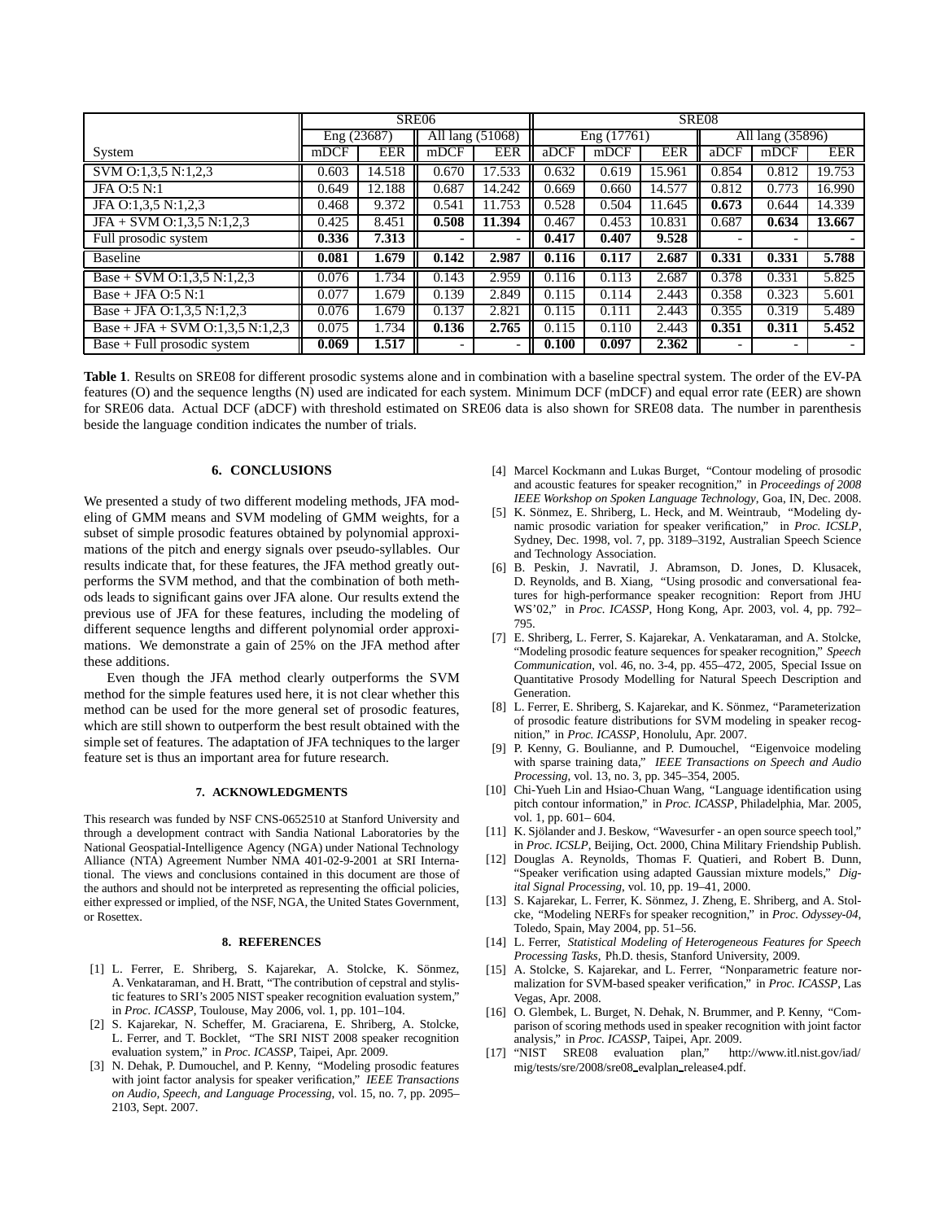| | SRE06 | | | | SRE08 | | | | | |
|---|---|---|---|---|---|---|---|---|---|---|
| | Eng (23687) | | All lang (51068) | | Eng (17761) | | | All lang (35896) | | |
| System | mDCF | EER | mDCF | EER | aDCF | mDCF | EER | aDCF | mDCF | EER |
| SVM O:1,3,5 N:1,2,3 | 0.603 | 14.518 | 0.670 | 17.533 | 0.632 | 0.619 | 15.961 | 0.854 | 0.812 | 19.753 |
| JFA O:5 N:1 | 0.649 | 12.188 | 0.687 | 14.242 | 0.669 | 0.660 | 14.577 | 0.812 | 0.773 | 16.990 |
| JFA O:1,3,5 N:1,2,3 | 0.468 | 9.372 | 0.541 | 11.753 | 0.528 | 0.504 | 11.645 | **0.673** | 0.644 | 14.339 |
| JFA + SVM O:1,3,5 N:1,2,3 | 0.425 | 8.451 | **0.508** | **11.394** | 0.467 | 0.453 | 10.831 | 0.687 | **0.634** | **13.667** |
| Full prosodic system | **0.336** | **7.313** | - | - | **0.417** | **0.407** | **9.528** | - | - | - |
| Baseline | **0.081** | **1.679** | **0.142** | **2.987** | **0.116** | **0.117** | **2.687** | **0.331** | **0.331** | **5.788** |
| Base + SVM O:1,3,5 N:1,2,3 | 0.076 | 1.734 | 0.143 | 2.959 | 0.116 | 0.113 | 2.687 | 0.378 | 0.331 | 5.825 |
| Base + JFA O:5 N:1 | 0.077 | 1.679 | 0.139 | 2.849 | 0.115 | 0.114 | 2.443 | 0.358 | 0.323 | 5.601 |
| Base + JFA O:1,3,5 N:1,2,3 | 0.076 | 1.679 | 0.137 | 2.821 | 0.115 | 0.111 | 2.443 | 0.355 | 0.319 | 5.489 |
| Base + JFA + SVM O:1,3,5 N:1,2,3 | 0.075 | 1.734 | **0.136** | **2.765** | 0.115 | 0.110 | 2.443 | **0.351** | **0.311** | **5.452** |
| Base + Full prosodic system | **0.069** | **1.517** | - | - | **0.100** | **0.097** | **2.362** | - | - | - |

**Table 1**. Results on SRE08 for different prosodic systems alone and in combination with a baseline spectral system. The order of the EV-PA features (O) and the sequence lengths (N) used are indicated for each system. Minimum DCF (mDCF) and equal error rate (EER) are shown for SRE06 data. Actual DCF (aDCF) with threshold estimated on SRE06 data is also shown for SRE08 data. The number in parenthesis beside the language condition indicates the number of trials.

## 6. CONCLUSIONS

We presented a study of two different modeling methods, JFA modeling of GMM means and SVM modeling of GMM weights, for a subset of simple prosodic features obtained by polynomial approximations of the pitch and energy signals over pseudo-syllables. Our results indicate that, for these features, the JFA method greatly outperforms the SVM method, and that the combination of both methods leads to significant gains over JFA alone. Our results extend the previous use of JFA for these features, including the modeling of different sequence lengths and different polynomial order approximations. We demonstrate a gain of 25% on the JFA method after these additions.

Even though the JFA method clearly outperforms the SVM method for the simple features used here, it is not clear whether this method can be used for the more general set of prosodic features, which are still shown to outperform the best result obtained with the simple set of features. The adaptation of JFA techniques to the larger feature set is thus an important area for future research.

## 7. ACKNOWLEDGMENTS

This research was funded by NSF CNS-0652510 at Stanford University and through a development contract with Sandia National Laboratories by the National Geospatial-Intelligence Agency (NGA) under National Technology Alliance (NTA) Agreement Number NMA 401-02-9-2001 at SRI International. The views and conclusions contained in this document are those of the authors and should not be interpreted as representing the official policies, either expressed or implied, of the NSF, NGA, the United States Government, or Rosettex.

## 8. REFERENCES

[1] L. Ferrer, E. Shriberg, S. Kajarekar, A. Stolcke, K. Sönmez, A. Venkataraman, and H. Bratt, "The contribution of cepstral and stylistic features to SRI's 2005 NIST speaker recognition evaluation system," in *Proc. ICASSP*, Toulouse, May 2006, vol. 1, pp. 101–104.

[2] S. Kajarekar, N. Scheffer, M. Graciarena, E. Shriberg, A. Stolcke, L. Ferrer, and T. Bocklet, "The SRI NIST 2008 speaker recognition evaluation system," in *Proc. ICASSP*, Taipei, Apr. 2009.

[3] N. Dehak, P. Dumouchel, and P. Kenny, "Modeling prosodic features with joint factor analysis for speaker verification," *IEEE Transactions on Audio, Speech, and Language Processing*, vol. 15, no. 7, pp. 2095–2103, Sept. 2007.

[4] Marcel Kockmann and Lukas Burget, "Contour modeling of prosodic and acoustic features for speaker recognition," in *Proceedings of 2008 IEEE Workshop on Spoken Language Technology*, Goa, IN, Dec. 2008.

[5] K. Sönmez, E. Shriberg, L. Heck, and M. Weintraub, "Modeling dynamic prosodic variation for speaker verification," in *Proc. ICSLP*, Sydney, Dec. 1998, vol. 7, pp. 3189–3192, Australian Speech Science and Technology Association.

[6] B. Peskin, J. Navratil, J. Abramson, D. Jones, D. Klusacek, D. Reynolds, and B. Xiang, "Using prosodic and conversational features for high-performance speaker recognition: Report from JHU WS'02," in *Proc. ICASSP*, Hong Kong, Apr. 2003, vol. 4, pp. 792–795.

[7] E. Shriberg, L. Ferrer, S. Kajarekar, A. Venkataraman, and A. Stolcke, "Modeling prosodic feature sequences for speaker recognition," *Speech Communication*, vol. 46, no. 3-4, pp. 455–472, 2005, Special Issue on Quantitative Prosody Modelling for Natural Speech Description and Generation.

[8] L. Ferrer, E. Shriberg, S. Kajarekar, and K. Sönmez, "Parameterization of prosodic feature distributions for SVM modeling in speaker recognition," in *Proc. ICASSP*, Honolulu, Apr. 2007.

[9] P. Kenny, G. Boulianne, and P. Dumouchel, "Eigenvoice modeling with sparse training data," *IEEE Transactions on Speech and Audio Processing*, vol. 13, no. 3, pp. 345–354, 2005.

[10] Chi-Yueh Lin and Hsiao-Chuan Wang, "Language identification using pitch contour information," in *Proc. ICASSP*, Philadelphia, Mar. 2005, vol. 1, pp. 601– 604.

[11] K. Sjölander and J. Beskow, "Wavesurfer - an open source speech tool," in *Proc. ICSLP*, Beijing, Oct. 2000, China Military Friendship Publish.

[12] Douglas A. Reynolds, Thomas F. Quatieri, and Robert B. Dunn, "Speaker verification using adapted Gaussian mixture models," *Digital Signal Processing*, vol. 10, pp. 19–41, 2000.

[13] S. Kajarekar, L. Ferrer, K. Sönmez, J. Zheng, E. Shriberg, and A. Stolcke, "Modeling NERFs for speaker recognition," in *Proc. Odyssey-04*, Toledo, Spain, May 2004, pp. 51–56.

[14] L. Ferrer, *Statistical Modeling of Heterogeneous Features for Speech Processing Tasks*, Ph.D. thesis, Stanford University, 2009.

[15] A. Stolcke, S. Kajarekar, and L. Ferrer, "Nonparametric feature normalization for SVM-based speaker verification," in *Proc. ICASSP*, Las Vegas, Apr. 2008.

[16] O. Glembek, L. Burget, N. Dehak, N. Brummer, and P. Kenny, "Comparison of scoring methods used in speaker recognition with joint factor analysis," in *Proc. ICASSP*, Taipei, Apr. 2009.

[17] "NIST SRE08 evaluation plan," http://www.itl.nist.gov/iad/mig/tests/sre/2008/sre08_evalplan_release4.pdf.